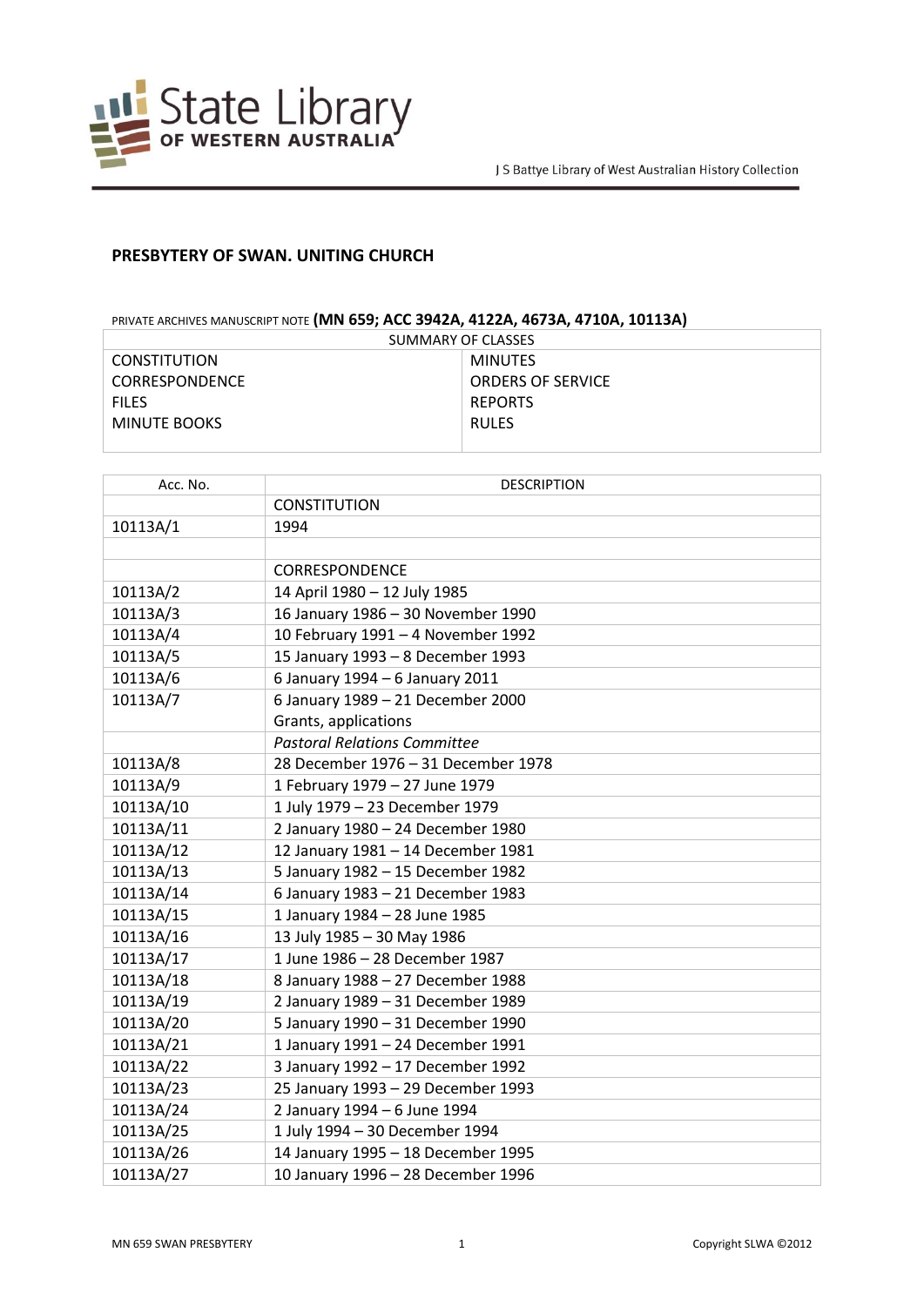J S Battye Library of West Australian History Collection

# PRESBYTERY OF SWAN. UNITING CHURCH

PRIVATE ARCHIVES MANUSCRIPT NOTE **(MN 659; ACC 3942A, 4122A, 4673A, 4710A, 10113A)**

| SUMMARY OF CLASSES | |
|---|---|
| CONSTITUTION | MINUTES |
| CORRESPONDENCE | ORDERS OF SERVICE |
| FILES | REPORTS |
| MINUTE BOOKS | RULES |

| Acc. No. | DESCRIPTION |
|---|---|
| | CONSTITUTION |
| 10113A/1 | 1994 |
| | |
| | CORRESPONDENCE |
| 10113A/2 | 14 April 1980 – 12 July 1985 |
| 10113A/3 | 16 January 1986 – 30 November 1990 |
| 10113A/4 | 10 February 1991 – 4 November 1992 |
| 10113A/5 | 15 January 1993 – 8 December 1993 |
| 10113A/6 | 6 January 1994 – 6 January 2011 |
| 10113A/7 | 6 January 1989 – 21 December 2000<br>Grants, applications |
| | *Pastoral Relations Committee* |
| 10113A/8 | 28 December 1976 – 31 December 1978 |
| 10113A/9 | 1 February 1979 – 27 June 1979 |
| 10113A/10 | 1 July 1979 – 23 December 1979 |
| 10113A/11 | 2 January 1980 – 24 December 1980 |
| 10113A/12 | 12 January 1981 – 14 December 1981 |
| 10113A/13 | 5 January 1982 – 15 December 1982 |
| 10113A/14 | 6 January 1983 – 21 December 1983 |
| 10113A/15 | 1 January 1984 – 28 June 1985 |
| 10113A/16 | 13 July 1985 – 30 May 1986 |
| 10113A/17 | 1 June 1986 – 28 December 1987 |
| 10113A/18 | 8 January 1988 – 27 December 1988 |
| 10113A/19 | 2 January 1989 – 31 December 1989 |
| 10113A/20 | 5 January 1990 – 31 December 1990 |
| 10113A/21 | 1 January 1991 – 24 December 1991 |
| 10113A/22 | 3 January 1992 – 17 December 1992 |
| 10113A/23 | 25 January 1993 – 29 December 1993 |
| 10113A/24 | 2 January 1994 – 6 June 1994 |
| 10113A/25 | 1 July 1994 – 30 December 1994 |
| 10113A/26 | 14 January 1995 – 18 December 1995 |
| 10113A/27 | 10 January 1996 – 28 December 1996 |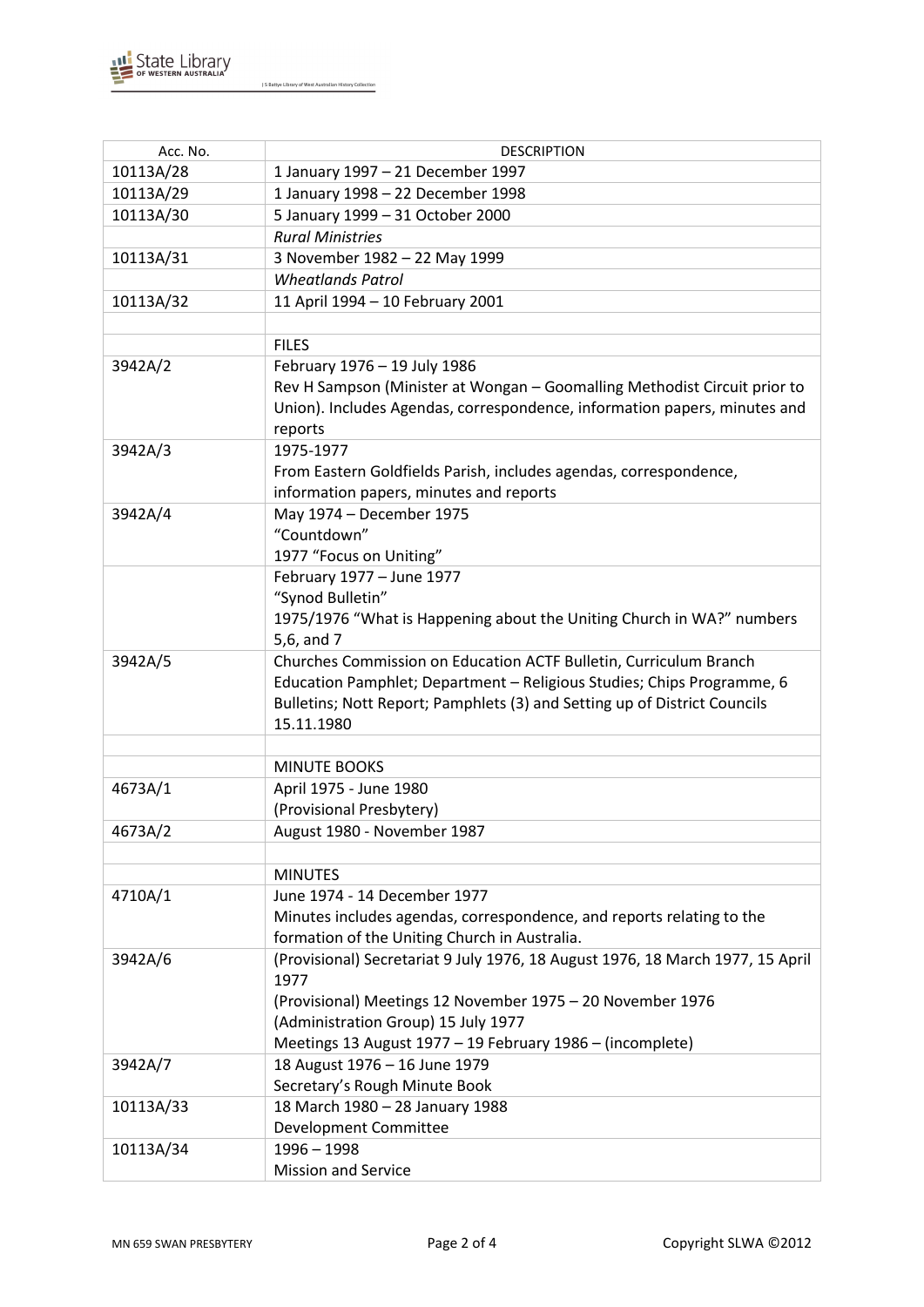| Acc. No. | DESCRIPTION |
|---|---|
| 10113A/28 | 1 January 1997 – 21 December 1997 |
| 10113A/29 | 1 January 1998 – 22 December 1998 |
| 10113A/30 | 5 January 1999 – 31 October 2000 |
| | *Rural Ministries* |
| 10113A/31 | 3 November 1982 – 22 May 1999 |
| | *Wheatlands Patrol* |
| 10113A/32 | 11 April 1994 – 10 February 2001 |
| | |
| | FILES |
| 3942A/2 | February 1976 – 19 July 1986<br>Rev H Sampson (Minister at Wongan – Goomalling Methodist Circuit prior to Union). Includes Agendas, correspondence, information papers, minutes and reports |
| 3942A/3 | 1975-1977<br>From Eastern Goldfields Parish, includes agendas, correspondence, information papers, minutes and reports |
| 3942A/4 | May 1974 – December 1975<br>"Countdown"<br>1977 "Focus on Uniting" |
| | February 1977 – June 1977<br>"Synod Bulletin"<br>1975/1976 "What is Happening about the Uniting Church in WA?" numbers 5,6, and 7 |
| 3942A/5 | Churches Commission on Education ACTF Bulletin, Curriculum Branch Education Pamphlet; Department – Religious Studies; Chips Programme, 6 Bulletins; Nott Report; Pamphlets (3) and Setting up of District Councils 15.11.1980 |
| | |
| | MINUTE BOOKS |
| 4673A/1 | April 1975 - June 1980<br>(Provisional Presbytery) |
| 4673A/2 | August 1980 - November 1987 |
| | |
| | MINUTES |
| 4710A/1 | June 1974 - 14 December 1977<br>Minutes includes agendas, correspondence, and reports relating to the formation of the Uniting Church in Australia. |
| 3942A/6 | (Provisional) Secretariat 9 July 1976, 18 August 1976, 18 March 1977, 15 April 1977<br>(Provisional) Meetings 12 November 1975 – 20 November 1976<br>(Administration Group) 15 July 1977<br>Meetings 13 August 1977 – 19 February 1986 – (incomplete) |
| 3942A/7 | 18 August 1976 – 16 June 1979<br>Secretary's Rough Minute Book |
| 10113A/33 | 18 March 1980 – 28 January 1988<br>Development Committee |
| 10113A/34 | 1996 – 1998<br>Mission and Service |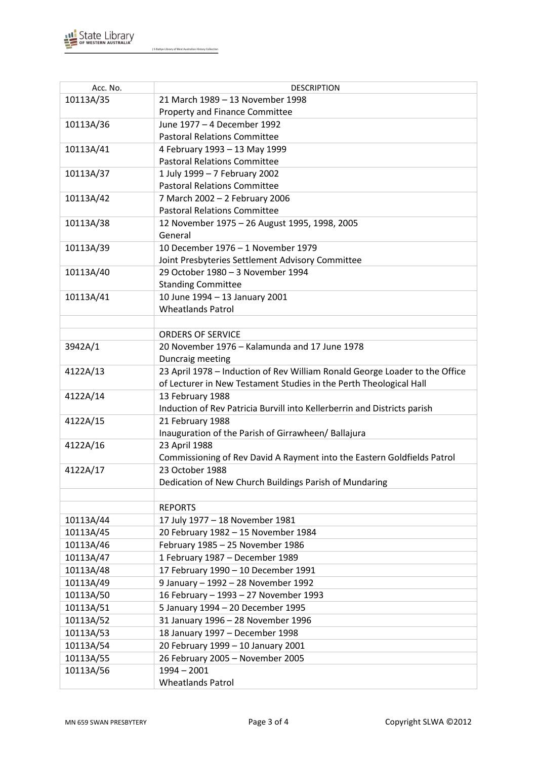| Acc. No. | DESCRIPTION |
|---|---|
| 10113A/35 | 21 March 1989 – 13 November 1998<br>Property and Finance Committee |
| 10113A/36 | June 1977 – 4 December 1992<br>Pastoral Relations Committee |
| 10113A/41 | 4 February 1993 – 13 May 1999<br>Pastoral Relations Committee |
| 10113A/37 | 1 July 1999 – 7 February 2002<br>Pastoral Relations Committee |
| 10113A/42 | 7 March 2002 – 2 February 2006<br>Pastoral Relations Committee |
| 10113A/38 | 12 November 1975 – 26 August 1995, 1998, 2005<br>General |
| 10113A/39 | 10 December 1976 – 1 November 1979<br>Joint Presbyteries Settlement Advisory Committee |
| 10113A/40 | 29 October 1980 – 3 November 1994<br>Standing Committee |
| 10113A/41 | 10 June 1994 – 13 January 2001<br>Wheatlands Patrol |
| | |
| | ORDERS OF SERVICE |
| 3942A/1 | 20 November 1976 – Kalamunda and 17 June 1978<br>Duncraig meeting |
| 4122A/13 | 23 April 1978 – Induction of Rev William Ronald George Loader to the Office of Lecturer in New Testament Studies in the Perth Theological Hall |
| 4122A/14 | 13 February 1988<br>Induction of Rev Patricia Burvill into Kellerberrin and Districts parish |
| 4122A/15 | 21 February 1988<br>Inauguration of the Parish of Girrawheen/ Ballajura |
| 4122A/16 | 23 April 1988<br>Commissioning of Rev David A Rayment into the Eastern Goldfields Patrol |
| 4122A/17 | 23 October 1988<br>Dedication of New Church Buildings Parish of Mundaring |
| | |
| | REPORTS |
| 10113A/44 | 17 July 1977 – 18 November 1981 |
| 10113A/45 | 20 February 1982 – 15 November 1984 |
| 10113A/46 | February 1985 – 25 November 1986 |
| 10113A/47 | 1 February 1987 – December 1989 |
| 10113A/48 | 17 February 1990 – 10 December 1991 |
| 10113A/49 | 9 January – 1992 – 28 November 1992 |
| 10113A/50 | 16 February – 1993 – 27 November 1993 |
| 10113A/51 | 5 January 1994 – 20 December 1995 |
| 10113A/52 | 31 January 1996 – 28 November 1996 |
| 10113A/53 | 18 January 1997 – December 1998 |
| 10113A/54 | 20 February 1999 – 10 January 2001 |
| 10113A/55 | 26 February 2005 – November 2005 |
| 10113A/56 | 1994 – 2001<br>Wheatlands Patrol |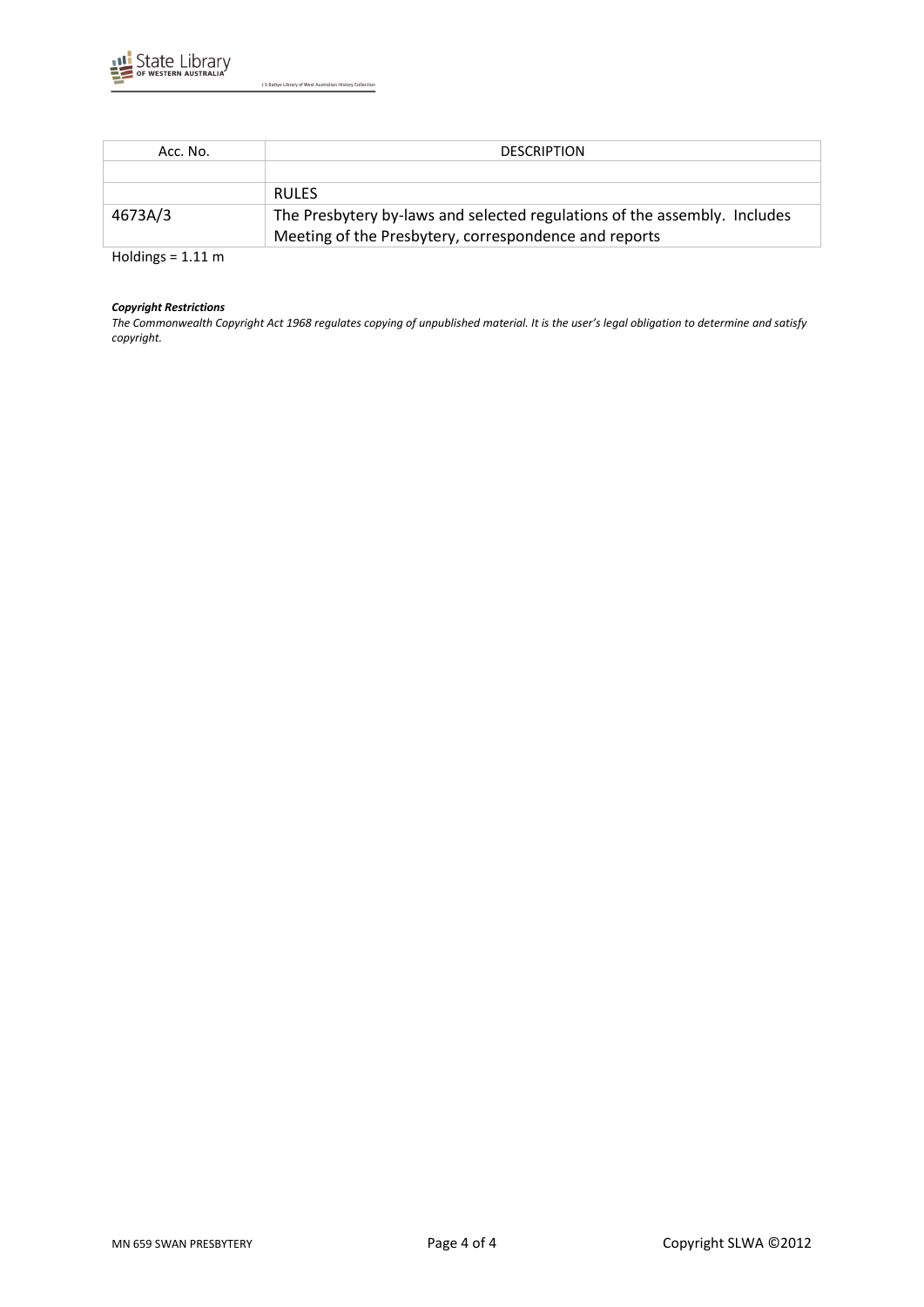| Acc. No. | DESCRIPTION |
|---|---|
| | |
| | RULES |
| 4673A/3 | The Presbytery by-laws and selected regulations of the assembly. Includes Meeting of the Presbytery, correspondence and reports |

Holdings = 1.11 m

***Copyright Restrictions***

*The Commonwealth Copyright Act 1968 regulates copying of unpublished material. It is the user's legal obligation to determine and satisfy copyright.*